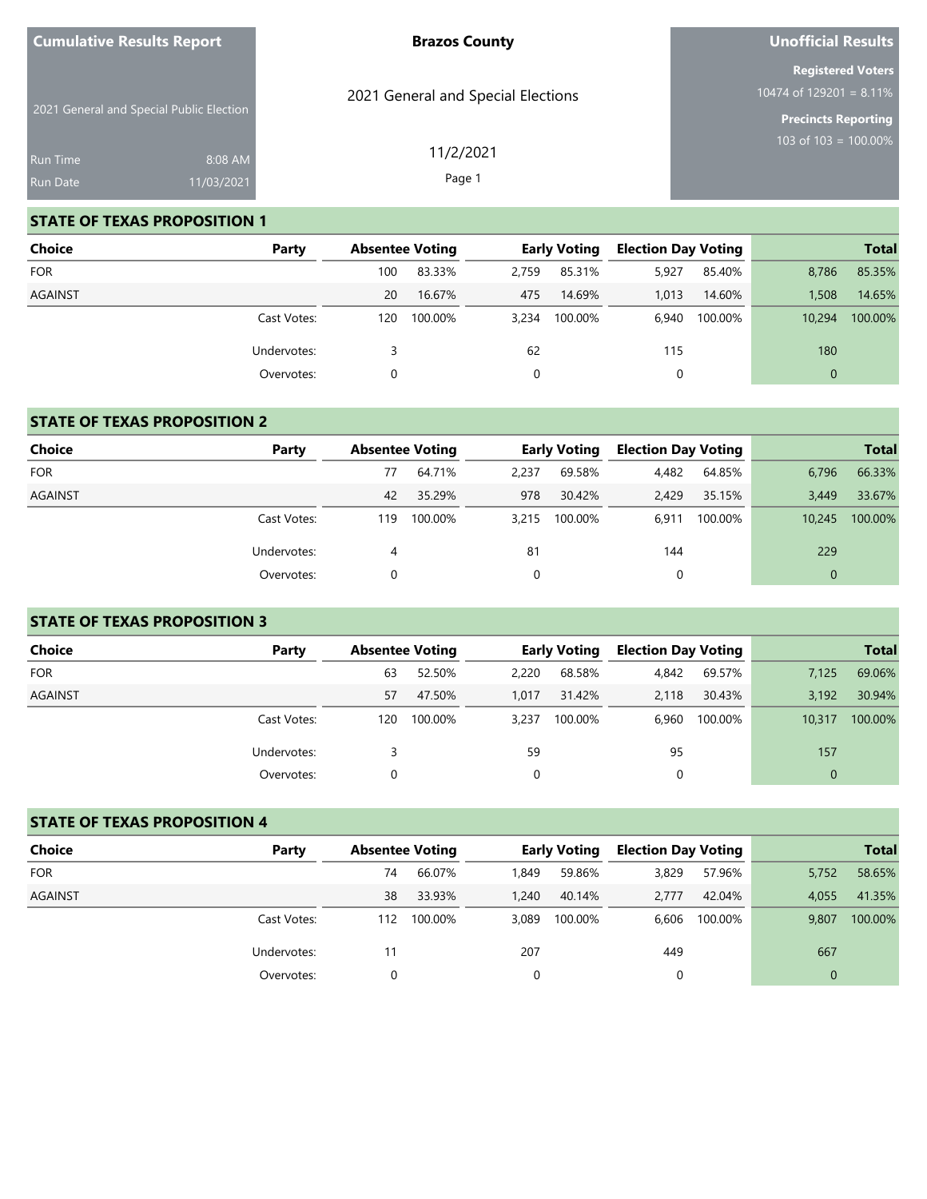**Cumulative Results Report**

2021 General and Special Public Election

Run Time 8:08 AM
Run Date 11/03/2021

**Brazos County**

2021 General and Special Elections

11/2/2021

**Unofficial Results**

**Registered Voters**
10474 of 129201 = 8.11%

**Precincts Reporting**
103 of 103 = 100.00%

## STATE OF TEXAS PROPOSITION 1

| Choice | Party | Absentee Voting | | Early Voting | | Election Day Voting | | Total | |
|---|---|---|---|---|---|---|---|---|---|
| FOR | | 100 | 83.33% | 2,759 | 85.31% | 5,927 | 85.40% | 8,786 | 85.35% |
| AGAINST | | 20 | 16.67% | 475 | 14.69% | 1,013 | 14.60% | 1,508 | 14.65% |
| | Cast Votes: | 120 | 100.00% | 3,234 | 100.00% | 6,940 | 100.00% | 10,294 | 100.00% |
| | Undervotes: | 3 | | 62 | | 115 | | 180 | |
| | Overvotes: | 0 | | 0 | | 0 | | 0 | |

## STATE OF TEXAS PROPOSITION 2

| Choice | Party | Absentee Voting | | Early Voting | | Election Day Voting | | Total | |
|---|---|---|---|---|---|---|---|---|---|
| FOR | | 77 | 64.71% | 2,237 | 69.58% | 4,482 | 64.85% | 6,796 | 66.33% |
| AGAINST | | 42 | 35.29% | 978 | 30.42% | 2,429 | 35.15% | 3,449 | 33.67% |
| | Cast Votes: | 119 | 100.00% | 3,215 | 100.00% | 6,911 | 100.00% | 10,245 | 100.00% |
| | Undervotes: | 4 | | 81 | | 144 | | 229 | |
| | Overvotes: | 0 | | 0 | | 0 | | 0 | |

## STATE OF TEXAS PROPOSITION 3

| Choice | Party | Absentee Voting | | Early Voting | | Election Day Voting | | Total | |
|---|---|---|---|---|---|---|---|---|---|
| FOR | | 63 | 52.50% | 2,220 | 68.58% | 4,842 | 69.57% | 7,125 | 69.06% |
| AGAINST | | 57 | 47.50% | 1,017 | 31.42% | 2,118 | 30.43% | 3,192 | 30.94% |
| | Cast Votes: | 120 | 100.00% | 3,237 | 100.00% | 6,960 | 100.00% | 10,317 | 100.00% |
| | Undervotes: | 3 | | 59 | | 95 | | 157 | |
| | Overvotes: | 0 | | 0 | | 0 | | 0 | |

## STATE OF TEXAS PROPOSITION 4

| Choice | Party | Absentee Voting | | Early Voting | | Election Day Voting | | Total | |
|---|---|---|---|---|---|---|---|---|---|
| FOR | | 74 | 66.07% | 1,849 | 59.86% | 3,829 | 57.96% | 5,752 | 58.65% |
| AGAINST | | 38 | 33.93% | 1,240 | 40.14% | 2,777 | 42.04% | 4,055 | 41.35% |
| | Cast Votes: | 112 | 100.00% | 3,089 | 100.00% | 6,606 | 100.00% | 9,807 | 100.00% |
| | Undervotes: | 11 | | 207 | | 449 | | 667 | |
| | Overvotes: | 0 | | 0 | | 0 | | 0 | |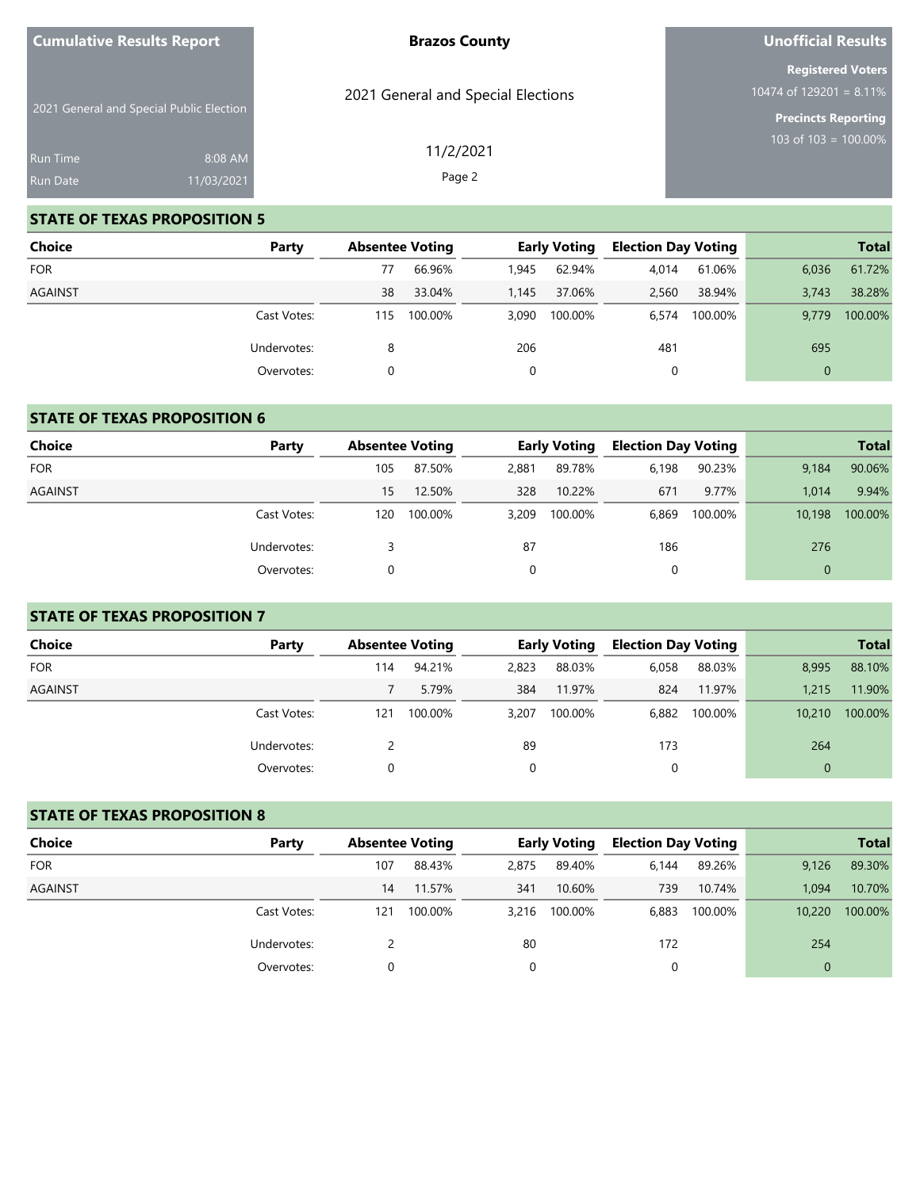Cumulative Results Report

2021 General and Special Public Election

Run Time 8:08 AM
Run Date 11/03/2021

**Brazos County**

2021 General and Special Elections

11/2/2021

**Unofficial Results**

**Registered Voters**
10474 of 129201 = 8.11%

**Precincts Reporting**
103 of 103 = 100.00%

## STATE OF TEXAS PROPOSITION 5

| Choice | Party | Absentee Voting | | Early Voting | | Election Day Voting | | Total | |
|---|---|---|---|---|---|---|---|---|---|
| FOR | | 77 | 66.96% | 1,945 | 62.94% | 4,014 | 61.06% | 6,036 | 61.72% |
| AGAINST | | 38 | 33.04% | 1,145 | 37.06% | 2,560 | 38.94% | 3,743 | 38.28% |
| | Cast Votes: | 115 | 100.00% | 3,090 | 100.00% | 6,574 | 100.00% | 9,779 | 100.00% |
| | Undervotes: | 8 | | 206 | | 481 | | 695 | |
| | Overvotes: | 0 | | 0 | | 0 | | 0 | |

## STATE OF TEXAS PROPOSITION 6

| Choice | Party | Absentee Voting | | Early Voting | | Election Day Voting | | Total | |
|---|---|---|---|---|---|---|---|---|---|
| FOR | | 105 | 87.50% | 2,881 | 89.78% | 6,198 | 90.23% | 9,184 | 90.06% |
| AGAINST | | 15 | 12.50% | 328 | 10.22% | 671 | 9.77% | 1,014 | 9.94% |
| | Cast Votes: | 120 | 100.00% | 3,209 | 100.00% | 6,869 | 100.00% | 10,198 | 100.00% |
| | Undervotes: | 3 | | 87 | | 186 | | 276 | |
| | Overvotes: | 0 | | 0 | | 0 | | 0 | |

## STATE OF TEXAS PROPOSITION 7

| Choice | Party | Absentee Voting | | Early Voting | | Election Day Voting | | Total | |
|---|---|---|---|---|---|---|---|---|---|
| FOR | | 114 | 94.21% | 2,823 | 88.03% | 6,058 | 88.03% | 8,995 | 88.10% |
| AGAINST | | 7 | 5.79% | 384 | 11.97% | 824 | 11.97% | 1,215 | 11.90% |
| | Cast Votes: | 121 | 100.00% | 3,207 | 100.00% | 6,882 | 100.00% | 10,210 | 100.00% |
| | Undervotes: | 2 | | 89 | | 173 | | 264 | |
| | Overvotes: | 0 | | 0 | | 0 | | 0 | |

## STATE OF TEXAS PROPOSITION 8

| Choice | Party | Absentee Voting | | Early Voting | | Election Day Voting | | Total | |
|---|---|---|---|---|---|---|---|---|---|
| FOR | | 107 | 88.43% | 2,875 | 89.40% | 6,144 | 89.26% | 9,126 | 89.30% |
| AGAINST | | 14 | 11.57% | 341 | 10.60% | 739 | 10.74% | 1,094 | 10.70% |
| | Cast Votes: | 121 | 100.00% | 3,216 | 100.00% | 6,883 | 100.00% | 10,220 | 100.00% |
| | Undervotes: | 2 | | 80 | | 172 | | 254 | |
| | Overvotes: | 0 | | 0 | | 0 | | 0 | |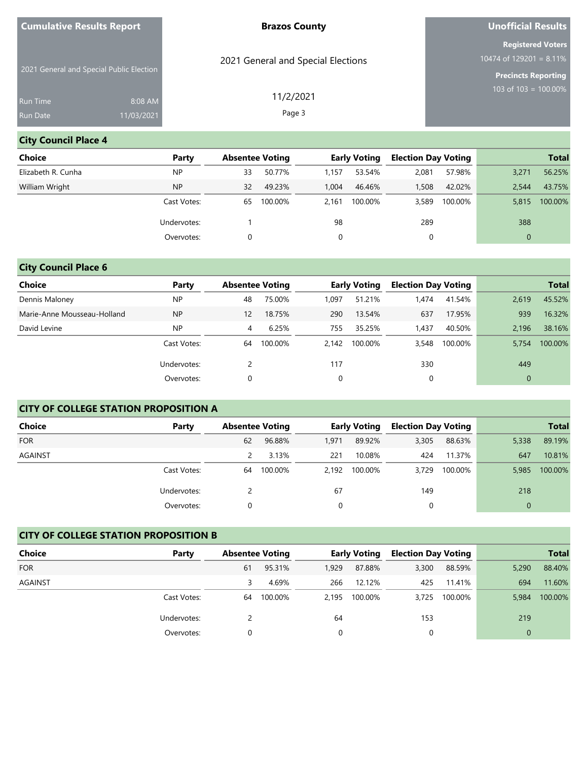**Cumulative Results Report**

2021 General and Special Public Election

Run Time 8:08 AM
Run Date 11/03/2021

**Brazos County**

2021 General and Special Elections

11/2/2021

**Unofficial Results**

**Registered Voters**
10474 of 129201 = 8.11%

**Precincts Reporting**
103 of 103 = 100.00%

## City Council Place 4

| Choice | Party | Absentee Voting | | Early Voting | | Election Day Voting | | Total | |
|---|---|---|---|---|---|---|---|---|---|
| Elizabeth R. Cunha | NP | 33 | 50.77% | 1,157 | 53.54% | 2,081 | 57.98% | 3,271 | 56.25% |
| William Wright | NP | 32 | 49.23% | 1,004 | 46.46% | 1,508 | 42.02% | 2,544 | 43.75% |
| | Cast Votes: | 65 | 100.00% | 2,161 | 100.00% | 3,589 | 100.00% | 5,815 | 100.00% |
| | Undervotes: | 1 | | 98 | | 289 | | 388 | |
| | Overvotes: | 0 | | 0 | | 0 | | 0 | |

## City Council Place 6

| Choice | Party | Absentee Voting | | Early Voting | | Election Day Voting | | Total | |
|---|---|---|---|---|---|---|---|---|---|
| Dennis Maloney | NP | 48 | 75.00% | 1,097 | 51.21% | 1,474 | 41.54% | 2,619 | 45.52% |
| Marie-Anne Mousseau-Holland | NP | 12 | 18.75% | 290 | 13.54% | 637 | 17.95% | 939 | 16.32% |
| David Levine | NP | 4 | 6.25% | 755 | 35.25% | 1,437 | 40.50% | 2,196 | 38.16% |
| | Cast Votes: | 64 | 100.00% | 2,142 | 100.00% | 3,548 | 100.00% | 5,754 | 100.00% |
| | Undervotes: | 2 | | 117 | | 330 | | 449 | |
| | Overvotes: | 0 | | 0 | | 0 | | 0 | |

## CITY OF COLLEGE STATION PROPOSITION A

| Choice | Party | Absentee Voting | | Early Voting | | Election Day Voting | | Total | |
|---|---|---|---|---|---|---|---|---|---|
| FOR | | 62 | 96.88% | 1,971 | 89.92% | 3,305 | 88.63% | 5,338 | 89.19% |
| AGAINST | | 2 | 3.13% | 221 | 10.08% | 424 | 11.37% | 647 | 10.81% |
| | Cast Votes: | 64 | 100.00% | 2,192 | 100.00% | 3,729 | 100.00% | 5,985 | 100.00% |
| | Undervotes: | 2 | | 67 | | 149 | | 218 | |
| | Overvotes: | 0 | | 0 | | 0 | | 0 | |

## CITY OF COLLEGE STATION PROPOSITION B

| Choice | Party | Absentee Voting | | Early Voting | | Election Day Voting | | Total | |
|---|---|---|---|---|---|---|---|---|---|
| FOR | | 61 | 95.31% | 1,929 | 87.88% | 3,300 | 88.59% | 5,290 | 88.40% |
| AGAINST | | 3 | 4.69% | 266 | 12.12% | 425 | 11.41% | 694 | 11.60% |
| | Cast Votes: | 64 | 100.00% | 2,195 | 100.00% | 3,725 | 100.00% | 5,984 | 100.00% |
| | Undervotes: | 2 | | 64 | | 153 | | 219 | |
| | Overvotes: | 0 | | 0 | | 0 | | 0 | |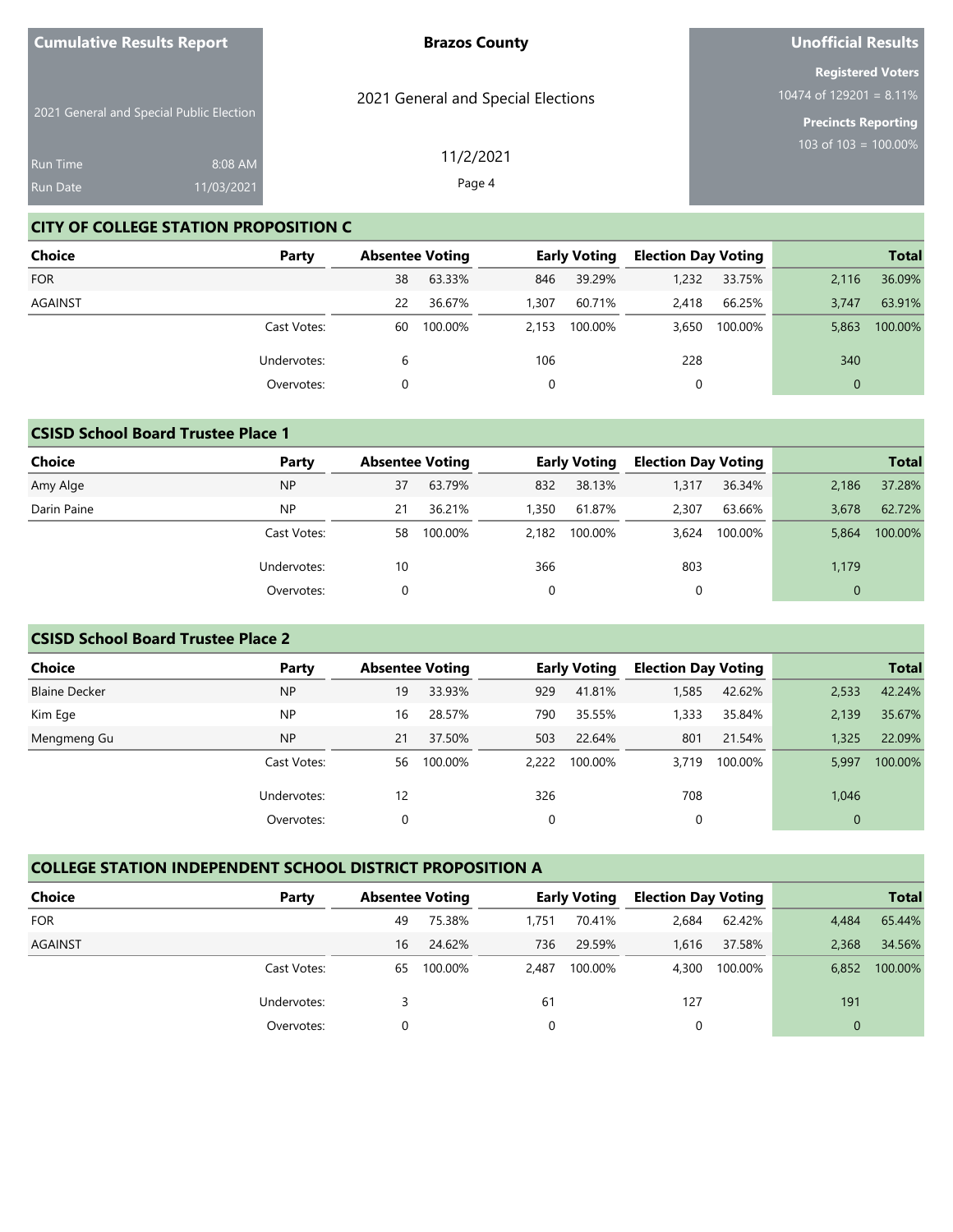## CITY OF COLLEGE STATION PROPOSITION C

| Choice | Party | Absentee Voting | | Early Voting | | Election Day Voting | | Total | |
|---|---|---|---|---|---|---|---|---|---|
| FOR | | 38 | 63.33% | 846 | 39.29% | 1,232 | 33.75% | 2,116 | 36.09% |
| AGAINST | | 22 | 36.67% | 1,307 | 60.71% | 2,418 | 66.25% | 3,747 | 63.91% |
| | Cast Votes: | 60 | 100.00% | 2,153 | 100.00% | 3,650 | 100.00% | 5,863 | 100.00% |
| | Undervotes: | 6 | | 106 | | 228 | | 340 | |
| | Overvotes: | 0 | | 0 | | 0 | | 0 | |

## CSISD School Board Trustee Place 1

| Choice | Party | Absentee Voting | | Early Voting | | Election Day Voting | | Total | |
|---|---|---|---|---|---|---|---|---|---|
| Amy Alge | NP | 37 | 63.79% | 832 | 38.13% | 1,317 | 36.34% | 2,186 | 37.28% |
| Darin Paine | NP | 21 | 36.21% | 1,350 | 61.87% | 2,307 | 63.66% | 3,678 | 62.72% |
| | Cast Votes: | 58 | 100.00% | 2,182 | 100.00% | 3,624 | 100.00% | 5,864 | 100.00% |
| | Undervotes: | 10 | | 366 | | 803 | | 1,179 | |
| | Overvotes: | 0 | | 0 | | 0 | | 0 | |

## CSISD School Board Trustee Place 2

| Choice | Party | Absentee Voting | | Early Voting | | Election Day Voting | | Total | |
|---|---|---|---|---|---|---|---|---|---|
| Blaine Decker | NP | 19 | 33.93% | 929 | 41.81% | 1,585 | 42.62% | 2,533 | 42.24% |
| Kim Ege | NP | 16 | 28.57% | 790 | 35.55% | 1,333 | 35.84% | 2,139 | 35.67% |
| Mengmeng Gu | NP | 21 | 37.50% | 503 | 22.64% | 801 | 21.54% | 1,325 | 22.09% |
| | Cast Votes: | 56 | 100.00% | 2,222 | 100.00% | 3,719 | 100.00% | 5,997 | 100.00% |
| | Undervotes: | 12 | | 326 | | 708 | | 1,046 | |
| | Overvotes: | 0 | | 0 | | 0 | | 0 | |

## COLLEGE STATION INDEPENDENT SCHOOL DISTRICT PROPOSITION A

| Choice | Party | Absentee Voting | | Early Voting | | Election Day Voting | | Total | |
|---|---|---|---|---|---|---|---|---|---|
| FOR | | 49 | 75.38% | 1,751 | 70.41% | 2,684 | 62.42% | 4,484 | 65.44% |
| AGAINST | | 16 | 24.62% | 736 | 29.59% | 1,616 | 37.58% | 2,368 | 34.56% |
| | Cast Votes: | 65 | 100.00% | 2,487 | 100.00% | 4,300 | 100.00% | 6,852 | 100.00% |
| | Undervotes: | 3 | | 61 | | 127 | | 191 | |
| | Overvotes: | 0 | | 0 | | 0 | | 0 | |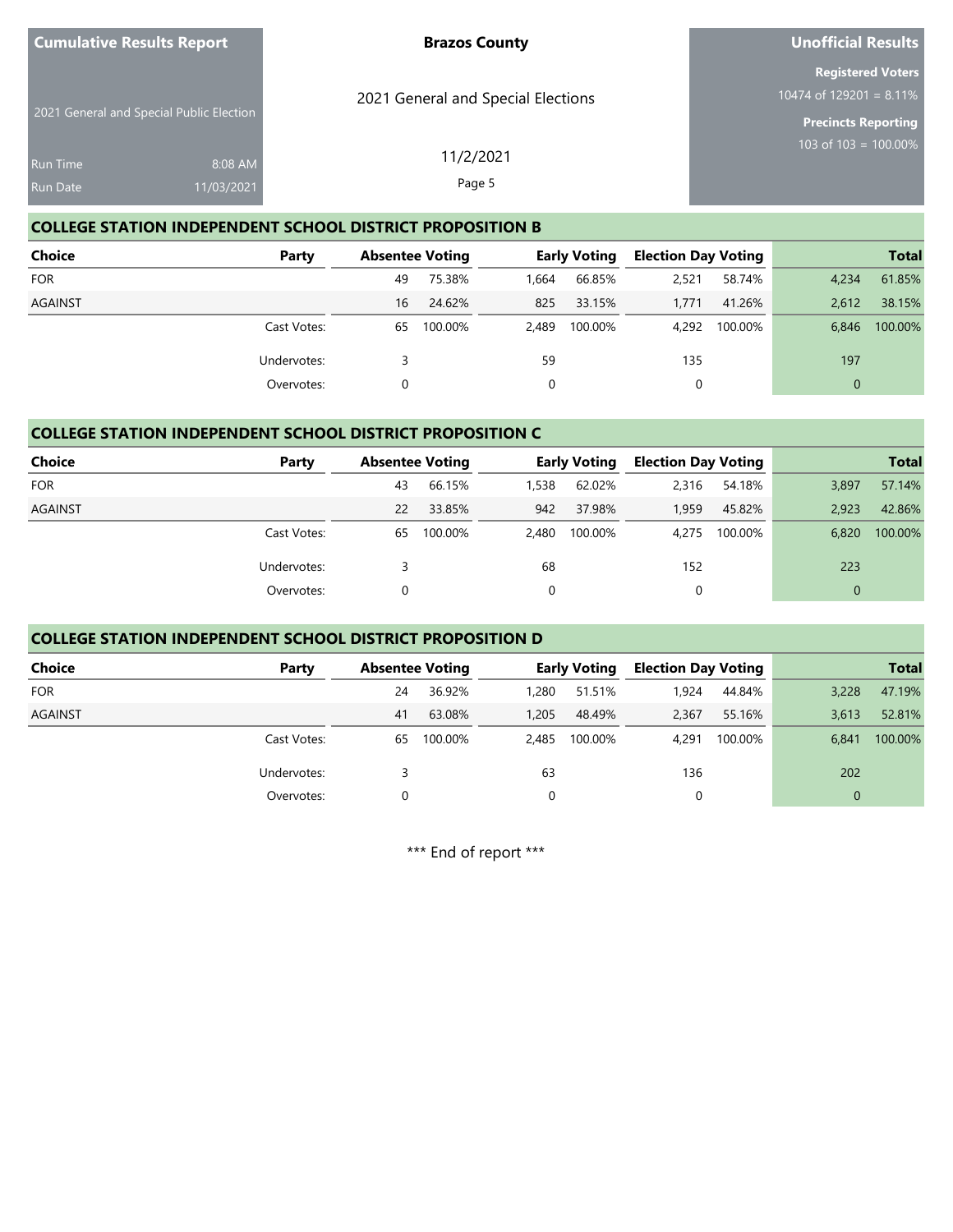Cumulative Results Report

2021 General and Special Public Election

Run Time 8:08 AM

Run Date 11/03/2021

**Brazos County**

2021 General and Special Elections

11/2/2021

**Unofficial Results**

**Registered Voters**
10474 of 129201 = 8.11%

**Precincts Reporting**
103 of 103 = 100.00%

## COLLEGE STATION INDEPENDENT SCHOOL DISTRICT PROPOSITION B

| Choice | Party | Absentee Voting | | Early Voting | | Election Day Voting | | Total | |
|---|---|---|---|---|---|---|---|---|---|
| FOR | | 49 | 75.38% | 1,664 | 66.85% | 2,521 | 58.74% | 4,234 | 61.85% |
| AGAINST | | 16 | 24.62% | 825 | 33.15% | 1,771 | 41.26% | 2,612 | 38.15% |
| | Cast Votes: | 65 | 100.00% | 2,489 | 100.00% | 4,292 | 100.00% | 6,846 | 100.00% |
| | Undervotes: | 3 | | 59 | | 135 | | 197 | |
| | Overvotes: | 0 | | 0 | | 0 | | 0 | |

## COLLEGE STATION INDEPENDENT SCHOOL DISTRICT PROPOSITION C

| Choice | Party | Absentee Voting | | Early Voting | | Election Day Voting | | Total | |
|---|---|---|---|---|---|---|---|---|---|
| FOR | | 43 | 66.15% | 1,538 | 62.02% | 2,316 | 54.18% | 3,897 | 57.14% |
| AGAINST | | 22 | 33.85% | 942 | 37.98% | 1,959 | 45.82% | 2,923 | 42.86% |
| | Cast Votes: | 65 | 100.00% | 2,480 | 100.00% | 4,275 | 100.00% | 6,820 | 100.00% |
| | Undervotes: | 3 | | 68 | | 152 | | 223 | |
| | Overvotes: | 0 | | 0 | | 0 | | 0 | |

## COLLEGE STATION INDEPENDENT SCHOOL DISTRICT PROPOSITION D

| Choice | Party | Absentee Voting | | Early Voting | | Election Day Voting | | Total | |
|---|---|---|---|---|---|---|---|---|---|
| FOR | | 24 | 36.92% | 1,280 | 51.51% | 1,924 | 44.84% | 3,228 | 47.19% |
| AGAINST | | 41 | 63.08% | 1,205 | 48.49% | 2,367 | 55.16% | 3,613 | 52.81% |
| | Cast Votes: | 65 | 100.00% | 2,485 | 100.00% | 4,291 | 100.00% | 6,841 | 100.00% |
| | Undervotes: | 3 | | 63 | | 136 | | 202 | |
| | Overvotes: | 0 | | 0 | | 0 | | 0 | |

*** End of report ***